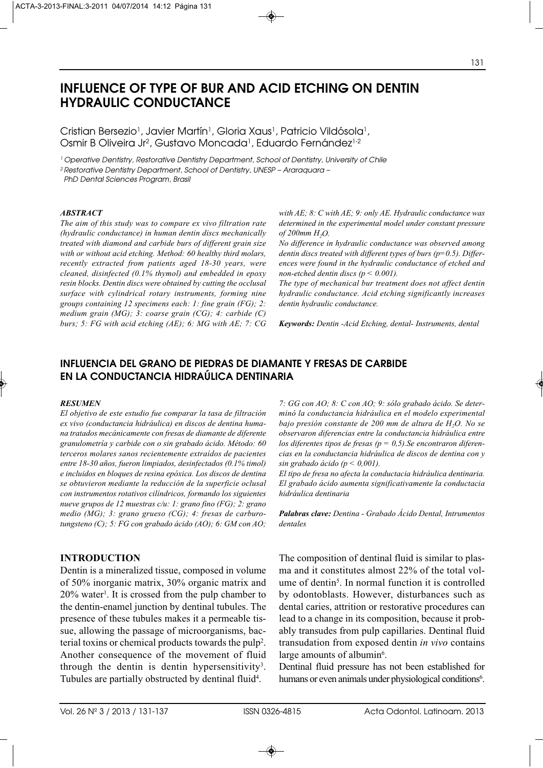# INFLUENCE OF TYPE OF BUR AND ACID ETCHING ON DENTIN HYDRAULIC CONDUCTANCE

Cristian Bersezio[1], Javier Martín[1], Gloria Xaus[1], Patricio Vildósola[1], Osmir B Oliveira Jr[2], Gustavo Moncada[1], Eduardo Fernández[1-2]

[1] Operative Dentistry, Restorative Dentistry Department, School of Dentistry, University of Chile

[2] Restorative Dentistry Department, School of Dentistry, UNESP – Araraquara – PhD Dental Sciences Program, Brasil

### ABSTRACT

*The aim of this study was to compare ex vivo filtration rate (hydraulic conductance) in human dentin discs mechanically treated with diamond and carbide burs of different grain size with or without acid etching. Method: 60 healthy third molars, recently extracted from patients aged 18-30 years, were cleaned, disinfected (0.1% thymol) and embedded in epoxy resin blocks. Dentin discs were obtained by cutting the occlusal surface with cylindrical rotary instruments, forming nine groups containing 12 specimens each: 1: fine grain (FG); 2: medium grain (MG); 3: coarse grain (CG); 4: carbide (C) burs; 5: FG with acid etching (AE); 6: MG with AE; 7: CG with AE; 8: C with AE; 9: only AE. Hydraulic conductance was determined in the experimental model under constant pressure of 200mm $H_2O$.*

*No difference in hydraulic conductance was observed among dentin discs treated with different types of burs ($p=0.5$). Differences were found in the hydraulic conductance of etched and non-etched dentin discs ($p < 0.001$).*

*The type of mechanical bur treatment does not affect dentin hydraulic conductance. Acid etching significantly increases dentin hydraulic conductance.*

***Keywords:*** *Dentin -Acid Etching, dental- Instruments, dental*

# INFLUENCIA DEL GRANO DE PIEDRAS DE DIAMANTE Y FRESAS DE CARBIDE EN LA CONDUCTANCIA HIDRAÚLICA DENTINARIA

### RESUMEN

*El objetivo de este estudio fue comparar la tasa de filtración ex vivo (conductancia hidráulica) en discos de dentina humana tratados mecánicamente con fresas de diamante de diferente granulometría y carbide con o sin grabado ácido. Método: 60 terceros molares sanos recientemente extraídos de pacientes entre 18-30 años, fueron limpiados, desinfectados (0.1% timol) e incluidos en bloques de resina epóxica. Los discos de dentina se obtuvieron mediante la reducción de la superficie oclusal con instrumentos rotativos cilíndricos, formando los siguientes nueve grupos de 12 muestras c/u: 1: grano fino (FG); 2: grano medio (MG); 3: grano grueso (CG); 4: fresas de carburo-tungsteno (C); 5: FG con grabado ácido (AO); 6: GM con AO; 7: GG con AO; 8: C con AO; 9: sólo grabado ácido. Se determinó la conductancia hidráulica en el modelo experimental bajo presión constante de 200 mm de altura de $H_2O$. No se observaron diferencias entre la conductancia hidráulica entre los diferentes tipos de fresas ($p = 0,5$).Se encontraron diferencias en la conductancia hidráulica de discos de dentina con y sin grabado ácido ($p < 0,001$).*

*El tipo de fresa no afecta la conductacia hidráulica dentinaria. El grabado ácido aumenta significativamente la conductacia hidráulica dentinaria*

***Palabras clave:*** *Dentina - Grabado Ácido Dental, Intrumentos dentales*

## INTRODUCTION

Dentin is a mineralized tissue, composed in volume of 50% inorganic matrix, 30% organic matrix and 20% water[1]. It is crossed from the pulp chamber to the dentin-enamel junction by dentinal tubules. The presence of these tubules makes it a permeable tissue, allowing the passage of microorganisms, bacterial toxins or chemical products towards the pulp[2]. Another consequence of the movement of fluid through the dentin is dentin hypersensitivity[3]. Tubules are partially obstructed by dentinal fluid[4].

The composition of dentinal fluid is similar to plasma and it constitutes almost 22% of the total volume of dentin[5]. In normal function it is controlled by odontoblasts. However, disturbances such as dental caries, attrition or restorative procedures can lead to a change in its composition, because it probably transudes from pulp capillaries. Dentinal fluid transudation from exposed dentin *in vivo* contains large amounts of albumin[6].

Dentinal fluid pressure has not been established for humans or even animals under physiological conditions[6].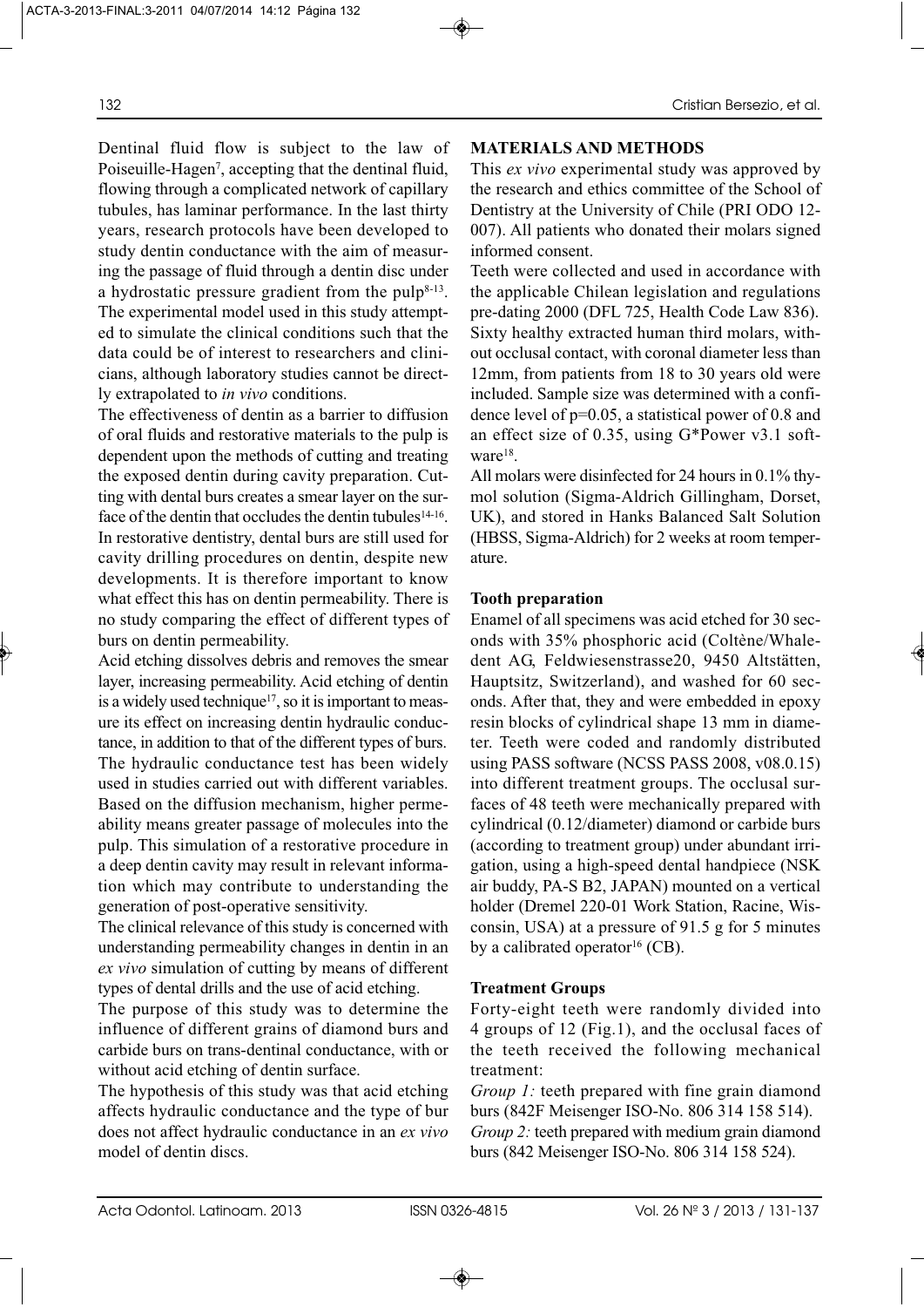Dentinal fluid flow is subject to the law of Poiseuille-Hagen[7], accepting that the dentinal fluid, flowing through a complicated network of capillary tubules, has laminar performance. In the last thirty years, research protocols have been developed to study dentin conductance with the aim of measuring the passage of fluid through a dentin disc under a hydrostatic pressure gradient from the pulp[8-13]. The experimental model used in this study attempted to simulate the clinical conditions such that the data could be of interest to researchers and clinicians, although laboratory studies cannot be directly extrapolated to *in vivo* conditions.

The effectiveness of dentin as a barrier to diffusion of oral fluids and restorative materials to the pulp is dependent upon the methods of cutting and treating the exposed dentin during cavity preparation. Cutting with dental burs creates a smear layer on the surface of the dentin that occludes the dentin tubules[14-16]. In restorative dentistry, dental burs are still used for cavity drilling procedures on dentin, despite new developments. It is therefore important to know what effect this has on dentin permeability. There is no study comparing the effect of different types of burs on dentin permeability.

Acid etching dissolves debris and removes the smear layer, increasing permeability. Acid etching of dentin is a widely used technique[17], so it is important to measure its effect on increasing dentin hydraulic conductance, in addition to that of the different types of burs. The hydraulic conductance test has been widely used in studies carried out with different variables. Based on the diffusion mechanism, higher permeability means greater passage of molecules into the pulp. This simulation of a restorative procedure in a deep dentin cavity may result in relevant information which may contribute to understanding the generation of post-operative sensitivity.

The clinical relevance of this study is concerned with understanding permeability changes in dentin in an *ex vivo* simulation of cutting by means of different types of dental drills and the use of acid etching.

The purpose of this study was to determine the influence of different grains of diamond burs and carbide burs on trans-dentinal conductance, with or without acid etching of dentin surface.

The hypothesis of this study was that acid etching affects hydraulic conductance and the type of bur does not affect hydraulic conductance in an *ex vivo* model of dentin discs.

## MATERIALS AND METHODS

This *ex vivo* experimental study was approved by the research and ethics committee of the School of Dentistry at the University of Chile (PRI ODO 12-007). All patients who donated their molars signed informed consent.

Teeth were collected and used in accordance with the applicable Chilean legislation and regulations pre-dating 2000 (DFL 725, Health Code Law 836). Sixty healthy extracted human third molars, without occlusal contact, with coronal diameter less than 12mm, from patients from 18 to 30 years old were included. Sample size was determined with a confidence level of $p=0.05$, a statistical power of 0.8 and an effect size of 0.35, using G*Power v3.1 software[18].

All molars were disinfected for 24 hours in 0.1% thymol solution (Sigma-Aldrich Gillingham, Dorset, UK), and stored in Hanks Balanced Salt Solution (HBSS, Sigma-Aldrich) for 2 weeks at room temperature.

### Tooth preparation

Enamel of all specimens was acid etched for 30 seconds with 35% phosphoric acid (Coltène/Whaledent AG, Feldwiesenstrasse20, 9450 Altstätten, Hauptsitz, Switzerland), and washed for 60 seconds. After that, they and were embedded in epoxy resin blocks of cylindrical shape 13 mm in diameter. Teeth were coded and randomly distributed using PASS software (NCSS PASS 2008, v08.0.15) into different treatment groups. The occlusal surfaces of 48 teeth were mechanically prepared with cylindrical (0.12/diameter) diamond or carbide burs (according to treatment group) under abundant irrigation, using a high-speed dental handpiece (NSK air buddy, PA-S B2, JAPAN) mounted on a vertical holder (Dremel 220-01 Work Station, Racine, Wisconsin, USA) at a pressure of 91.5 g for 5 minutes by a calibrated operator[16] (CB).

### Treatment Groups

Forty-eight teeth were randomly divided into 4 groups of 12 (Fig.1), and the occlusal faces of the teeth received the following mechanical treatment:

*Group 1:* teeth prepared with fine grain diamond burs (842F Meisenger ISO-No. 806 314 158 514).

*Group 2:* teeth prepared with medium grain diamond burs (842 Meisenger ISO-No. 806 314 158 524).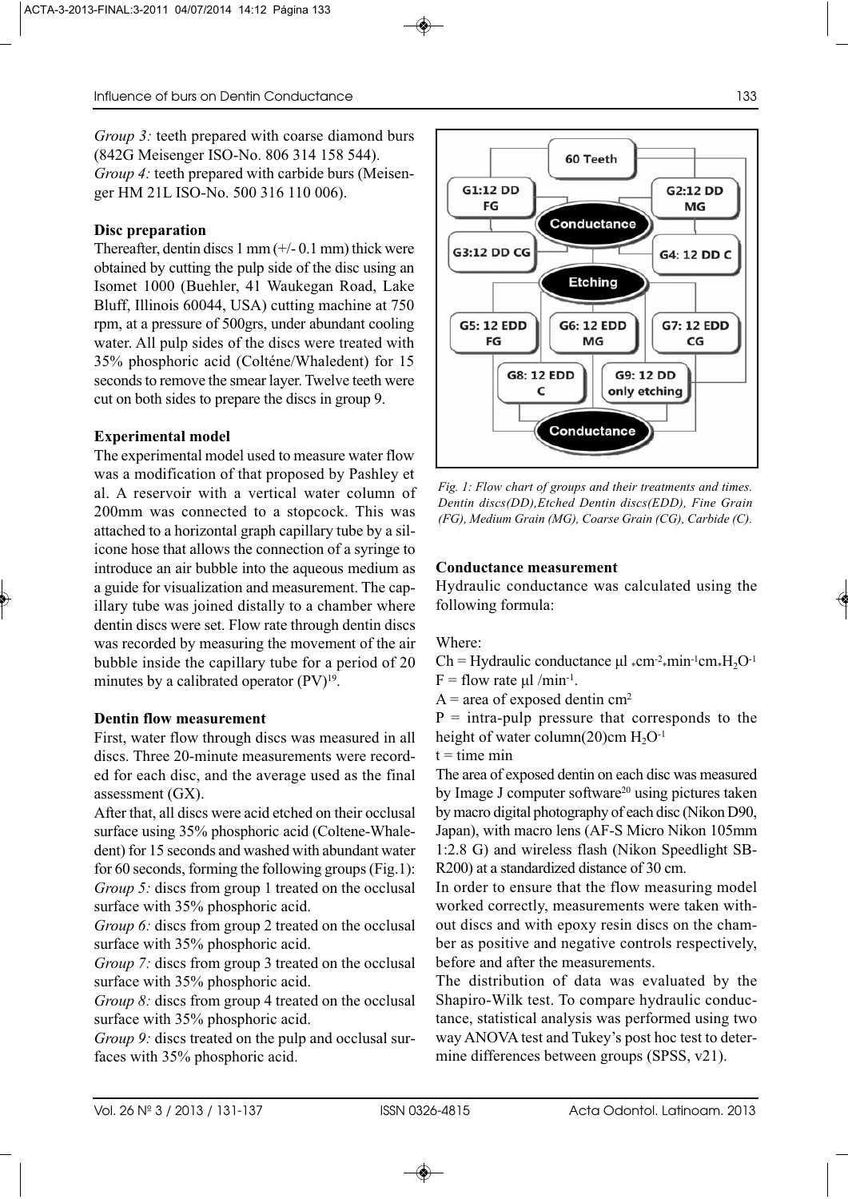*Group 3:* teeth prepared with coarse diamond burs (842G Meisenger ISO-No. 806 314 158 544).

*Group 4:* teeth prepared with carbide burs (Meisenger HM 21L ISO-No. 500 316 110 006).

**Disc preparation**

Thereafter, dentin discs 1 mm (+/- 0.1 mm) thick were obtained by cutting the pulp side of the disc using an Isomet 1000 (Buehler, 41 Waukegan Road, Lake Bluff, Illinois 60044, USA) cutting machine at 750 rpm, at a pressure of 500grs, under abundant cooling water. All pulp sides of the discs were treated with 35% phosphoric acid (Colténe/Whaledent) for 15 seconds to remove the smear layer. Twelve teeth were cut on both sides to prepare the discs in group 9.

**Experimental model**

The experimental model used to measure water flow was a modification of that proposed by Pashley et al. A reservoir with a vertical water column of 200mm was connected to a stopcock. This was attached to a horizontal graph capillary tube by a silicone hose that allows the connection of a syringe to introduce an air bubble into the aqueous medium as a guide for visualization and measurement. The capillary tube was joined distally to a chamber where dentin discs were set. Flow rate through dentin discs was recorded by measuring the movement of the air bubble inside the capillary tube for a period of 20 minutes by a calibrated operator (PV)[19].

**Dentin flow measurement**

First, water flow through discs was measured in all discs. Three 20-minute measurements were recorded for each disc, and the average used as the final assessment (GX).

After that, all discs were acid etched on their occlusal surface using 35% phosphoric acid (Coltene-Whaledent) for 15 seconds and washed with abundant water for 60 seconds, forming the following groups (Fig.1):

*Group 5:* discs from group 1 treated on the occlusal surface with 35% phosphoric acid.

*Group 6:* discs from group 2 treated on the occlusal surface with 35% phosphoric acid.

*Group 7:* discs from group 3 treated on the occlusal surface with 35% phosphoric acid.

*Group 8:* discs from group 4 treated on the occlusal surface with 35% phosphoric acid.

*Group 9:* discs treated on the pulp and occlusal surfaces with 35% phosphoric acid.

*Fig. 1: Flow chart of groups and their treatments and times. Dentin discs(DD),Etched Dentin discs(EDD), Fine Grain (FG), Medium Grain (MG), Coarse Grain (CG), Carbide (C).*

**Conductance measurement**

Hydraulic conductance was calculated using the following formula:

Where:

Ch = Hydraulic conductance $\mu l * cm^{-2} * min^{-1} cm * H_2O^{-1}$

F = flow rate $\mu l / min^{-1}$.

A = area of exposed dentin $cm^2$

P = intra-pulp pressure that corresponds to the height of water column(20)cm $H_2O^{-1}$

t = time min

The area of exposed dentin on each disc was measured by Image J computer software[20] using pictures taken by macro digital photography of each disc (Nikon D90, Japan), with macro lens (AF-S Micro Nikon 105mm 1:2.8 G) and wireless flash (Nikon Speedlight SB-R200) at a standardized distance of 30 cm.

In order to ensure that the flow measuring model worked correctly, measurements were taken without discs and with epoxy resin discs on the chamber as positive and negative controls respectively, before and after the measurements.

The distribution of data was evaluated by the Shapiro-Wilk test. To compare hydraulic conductance, statistical analysis was performed using two way ANOVA test and Tukey's post hoc test to determine differences between groups (SPSS, v21).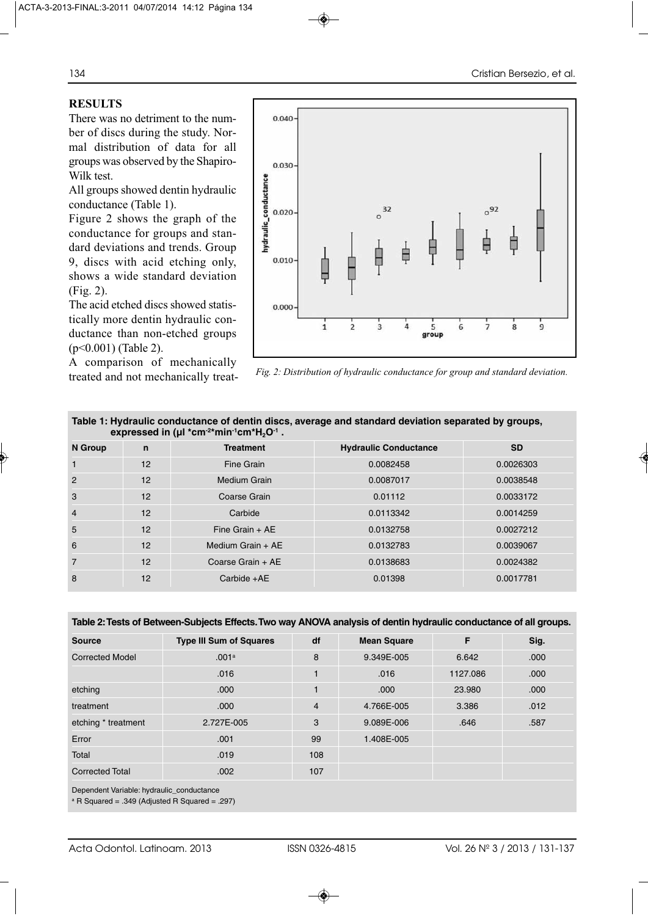## RESULTS

There was no detriment to the number of discs during the study. Normal distribution of data for all groups was observed by the Shapiro-Wilk test.

All groups showed dentin hydraulic conductance (Table 1).

Figure 2 shows the graph of the conductance for groups and standard deviations and trends. Group 9, discs with acid etching only, shows a wide standard deviation (Fig. 2).

The acid etched discs showed statistically more dentin hydraulic conductance than non-etched groups ($p<0.001$) (Table 2).

A comparison of mechanically treated and not mechanically treat-

*Fig. 2: Distribution of hydraulic conductance for group and standard deviation.*

**Table 1: Hydraulic conductance of dentin discs, average and standard deviation separated by groups, expressed in (μl \*cm$^{-2}$\*min$^{-1}$cm\*$H_2O^{-1}$ .**

| N Group | n | Treatment | Hydraulic Conductance | SD |
|---|---|---|---|---|
| 1 | 12 | Fine Grain | 0.0082458 | 0.0026303 |
| 2 | 12 | Medium Grain | 0.0087017 | 0.0038548 |
| 3 | 12 | Coarse Grain | 0.01112 | 0.0033172 |
| 4 | 12 | Carbide | 0.0113342 | 0.0014259 |
| 5 | 12 | Fine Grain + AE | 0.0132758 | 0.0027212 |
| 6 | 12 | Medium Grain + AE | 0.0132783 | 0.0039067 |
| 7 | 12 | Coarse Grain + AE | 0.0138683 | 0.0024382 |
| 8 | 12 | Carbide +AE | 0.01398 | 0.0017781 |

**Table 2: Tests of Between-Subjects Effects. Two way ANOVA analysis of dentin hydraulic conductance of all groups.**

| Source | Type III Sum of Squares | df | Mean Square | F | Sig. |
|---|---|---|---|---|---|
| Corrected Model | .001[a] | 8 | 9.349E-005 | 6.642 | .000 |
| | .016 | 1 | .016 | 1127.086 | .000 |
| etching | .000 | 1 | .000 | 23.980 | .000 |
| treatment | .000 | 4 | 4.766E-005 | 3.386 | .012 |
| etching * treatment | 2.727E-005 | 3 | 9.089E-006 | .646 | .587 |
| Error | .001 | 99 | 1.408E-005 | | |
| Total | .019 | 108 | | | |
| Corrected Total | .002 | 107 | | | |

Dependent Variable: hydraulic_conductance

[a] R Squared = .349 (Adjusted R Squared = .297)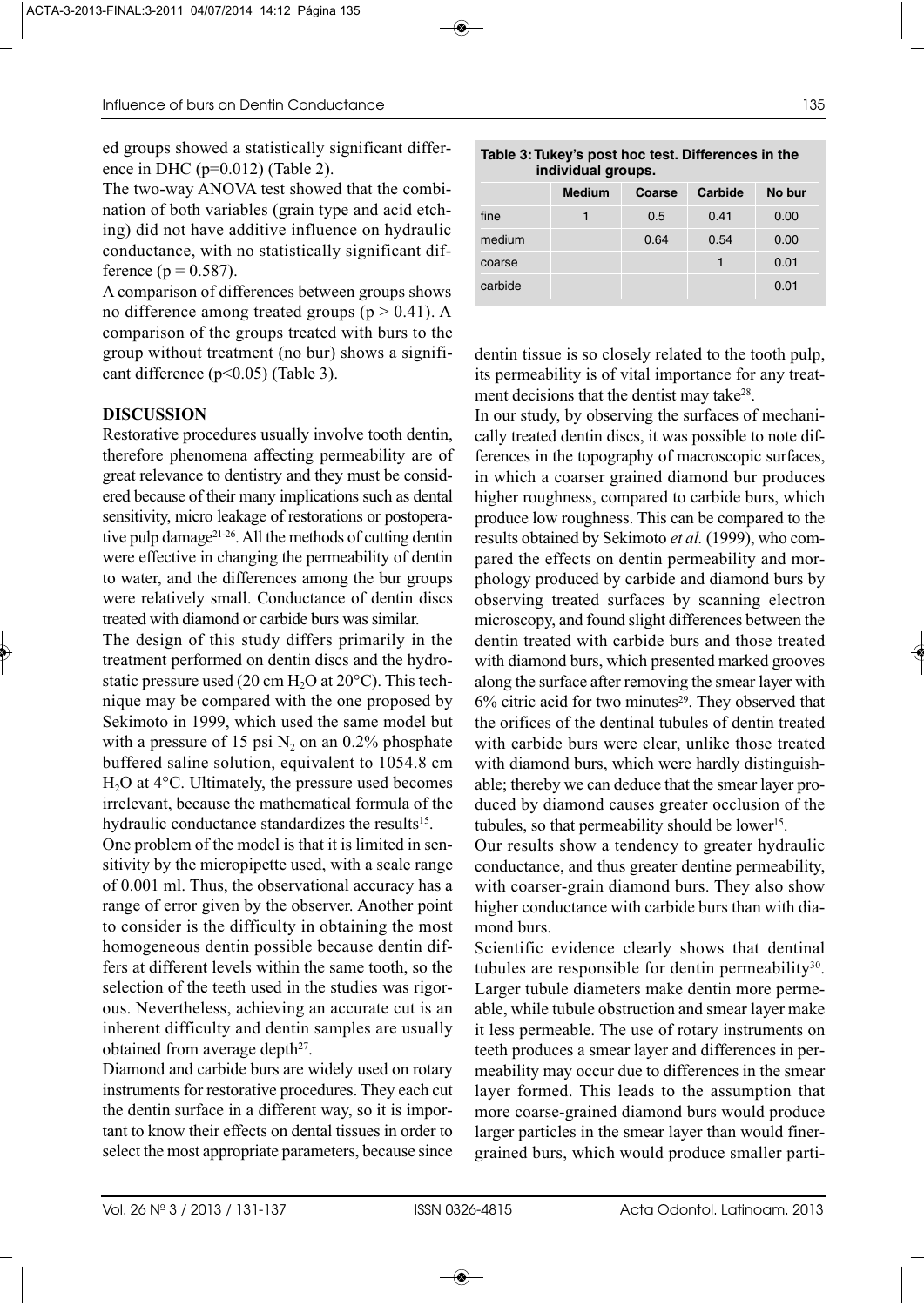ed groups showed a statistically significant difference in DHC ($p=0.012$) (Table 2).

The two-way ANOVA test showed that the combination of both variables (grain type and acid etching) did not have additive influence on hydraulic conductance, with no statistically significant difference ($p = 0.587$).

A comparison of differences between groups shows no difference among treated groups ($p > 0.41$). A comparison of the groups treated with burs to the group without treatment (no bur) shows a significant difference ($p<0.05$) (Table 3).

**Table 3: Tukey's post hoc test. Differences in the individual groups.**

| | Medium | Coarse | Carbide | No bur |
|---|---|---|---|---|
| fine | 1 | 0.5 | 0.41 | 0.00 |
| medium | | 0.64 | 0.54 | 0.00 |
| coarse | | | 1 | 0.01 |
| carbide | | | | 0.01 |

## DISCUSSION

Restorative procedures usually involve tooth dentin, therefore phenomena affecting permeability are of great relevance to dentistry and they must be considered because of their many implications such as dental sensitivity, micro leakage of restorations or postoperative pulp damage[21-26]. All the methods of cutting dentin were effective in changing the permeability of dentin to water, and the differences among the bur groups were relatively small. Conductance of dentin discs treated with diamond or carbide burs was similar.

The design of this study differs primarily in the treatment performed on dentin discs and the hydrostatic pressure used (20 cm $H_2O$ at 20°C). This technique may be compared with the one proposed by Sekimoto in 1999, which used the same model but with a pressure of 15 psi $N_2$ on an 0.2% phosphate buffered saline solution, equivalent to 1054.8 cm $H_2O$ at 4°C. Ultimately, the pressure used becomes irrelevant, because the mathematical formula of the hydraulic conductance standardizes the results[15].

One problem of the model is that it is limited in sensitivity by the micropipette used, with a scale range of 0.001 ml. Thus, the observational accuracy has a range of error given by the observer. Another point to consider is the difficulty in obtaining the most homogeneous dentin possible because dentin differs at different levels within the same tooth, so the selection of the teeth used in the studies was rigorous. Nevertheless, achieving an accurate cut is an inherent difficulty and dentin samples are usually obtained from average depth[27].

Diamond and carbide burs are widely used on rotary instruments for restorative procedures. They each cut the dentin surface in a different way, so it is important to know their effects on dental tissues in order to select the most appropriate parameters, because since dentin tissue is so closely related to the tooth pulp, its permeability is of vital importance for any treatment decisions that the dentist may take[28].

In our study, by observing the surfaces of mechanically treated dentin discs, it was possible to note differences in the topography of macroscopic surfaces, in which a coarser grained diamond bur produces higher roughness, compared to carbide burs, which produce low roughness. This can be compared to the results obtained by Sekimoto *et al.* (1999), who compared the effects on dentin permeability and morphology produced by carbide and diamond burs by observing treated surfaces by scanning electron microscopy, and found slight differences between the dentin treated with carbide burs and those treated with diamond burs, which presented marked grooves along the surface after removing the smear layer with 6% citric acid for two minutes[29]. They observed that the orifices of the dentinal tubules of dentin treated with carbide burs were clear, unlike those treated with diamond burs, which were hardly distinguishable; thereby we can deduce that the smear layer produced by diamond causes greater occlusion of the tubules, so that permeability should be lower[15].

Our results show a tendency to greater hydraulic conductance, and thus greater dentine permeability, with coarser-grain diamond burs. They also show higher conductance with carbide burs than with diamond burs.

Scientific evidence clearly shows that dentinal tubules are responsible for dentin permeability[30]. Larger tubule diameters make dentin more permeable, while tubule obstruction and smear layer make it less permeable. The use of rotary instruments on teeth produces a smear layer and differences in permeability may occur due to differences in the smear layer formed. This leads to the assumption that more coarse-grained diamond burs would produce larger particles in the smear layer than would finer-grained burs, which would produce smaller parti-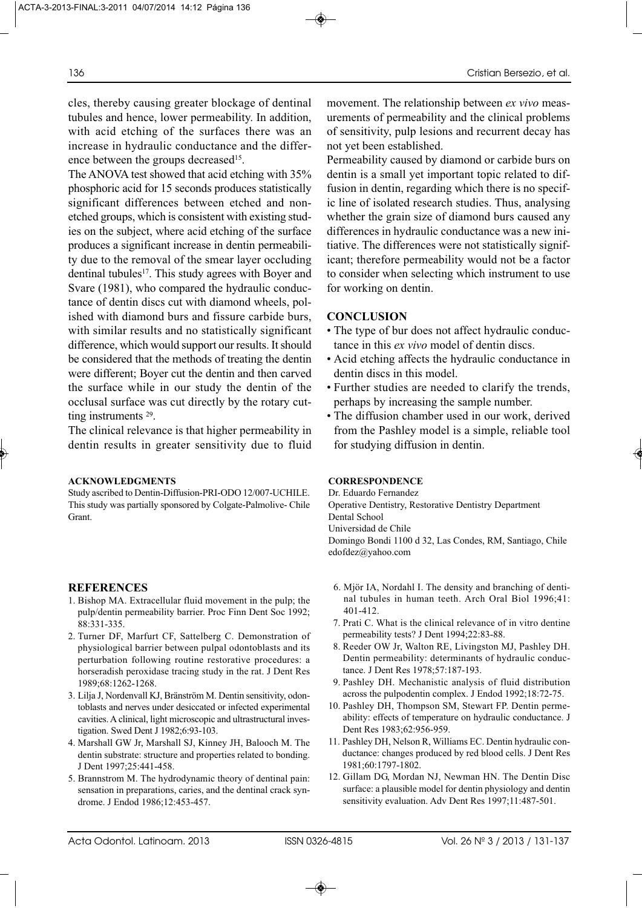cles, thereby causing greater blockage of dentinal tubules and hence, lower permeability. In addition, with acid etching of the surfaces there was an increase in hydraulic conductance and the difference between the groups decreased[15].

The ANOVA test showed that acid etching with 35% phosphoric acid for 15 seconds produces statistically significant differences between etched and non-etched groups, which is consistent with existing studies on the subject, where acid etching of the surface produces a significant increase in dentin permeability due to the removal of the smear layer occluding dentinal tubules[17]. This study agrees with Boyer and Svare (1981), who compared the hydraulic conductance of dentin discs cut with diamond wheels, polished with diamond burs and fissure carbide burs, with similar results and no statistically significant difference, which would support our results. It should be considered that the methods of treating the dentin were different; Boyer cut the dentin and then carved the surface while in our study the dentin of the occlusal surface was cut directly by the rotary cutting instruments [29].

The clinical relevance is that higher permeability in dentin results in greater sensitivity due to fluid movement. The relationship between *ex vivo* measurements of permeability and the clinical problems of sensitivity, pulp lesions and recurrent decay has not yet been established.

Permeability caused by diamond or carbide burs on dentin is a small yet important topic related to diffusion in dentin, regarding which there is no specific line of isolated research studies. Thus, analysing whether the grain size of diamond burs caused any differences in hydraulic conductance was a new initiative. The differences were not statistically significant; therefore permeability would not be a factor to consider when selecting which instrument to use for working on dentin.

## CONCLUSION

- The type of bur does not affect hydraulic conductance in this *ex vivo* model of dentin discs.
- Acid etching affects the hydraulic conductance in dentin discs in this model.
- Further studies are needed to clarify the trends, perhaps by increasing the sample number.
- The diffusion chamber used in our work, derived from the Pashley model is a simple, reliable tool for studying diffusion in dentin.

### ACKNOWLEDGMENTS

Study ascribed to Dentin-Diffusion-PRI-ODO 12/007-UCHILE. This study was partially sponsored by Colgate-Palmolive- Chile Grant.

### CORRESPONDENCE

Dr. Eduardo Fernandez
Operative Dentistry, Restorative Dentistry Department
Dental School
Universidad de Chile
Domingo Bondi 1100 d 32, Las Condes, RM, Santiago, Chile
edofdez@yahoo.com

## REFERENCES

1. Bishop MA. Extracellular fluid movement in the pulp; the pulp/dentin permeability barrier. Proc Finn Dent Soc 1992; 88:331-335.
2. Turner DF, Marfurt CF, Sattelberg C. Demonstration of physiological barrier between pulpal odontoblasts and its perturbation following routine restorative procedures: a horseradish peroxidase tracing study in the rat. J Dent Res 1989;68:1262-1268.
3. Lilja J, Nordenvall KJ, Bränström M. Dentin sensitivity, odontoblasts and nerves under desiccated or infected experimental cavities. A clinical, light microscopic and ultrastructural investigation. Swed Dent J 1982;6:93-103.
4. Marshall GW Jr, Marshall SJ, Kinney JH, Balooch M. The dentin substrate: structure and properties related to bonding. J Dent 1997;25:441-458.
5. Brannstrom M. The hydrodynamic theory of dentinal pain: sensation in preparations, caries, and the dentinal crack syndrome. J Endod 1986;12:453-457.
6. Mjör IA, Nordahl I. The density and branching of dentinal tubules in human teeth. Arch Oral Biol 1996;41: 401-412.
7. Prati C. What is the clinical relevance of in vitro dentine permeability tests? J Dent 1994;22:83-88.
8. Reeder OW Jr, Walton RE, Livingston MJ, Pashley DH. Dentin permeability: determinants of hydraulic conductance. J Dent Res 1978;57:187-193.
9. Pashley DH. Mechanistic analysis of fluid distribution across the pulpodentin complex. J Endod 1992;18:72-75.
10. Pashley DH, Thompson SM, Stewart FP. Dentin permeability: effects of temperature on hydraulic conductance. J Dent Res 1983;62:956-959.
11. Pashley DH, Nelson R, Williams EC. Dentin hydraulic conductance: changes produced by red blood cells. J Dent Res 1981;60:1797-1802.
12. Gillam DG, Mordan NJ, Newman HN. The Dentin Disc surface: a plausible model for dentin physiology and dentin sensitivity evaluation. Adv Dent Res 1997;11:487-501.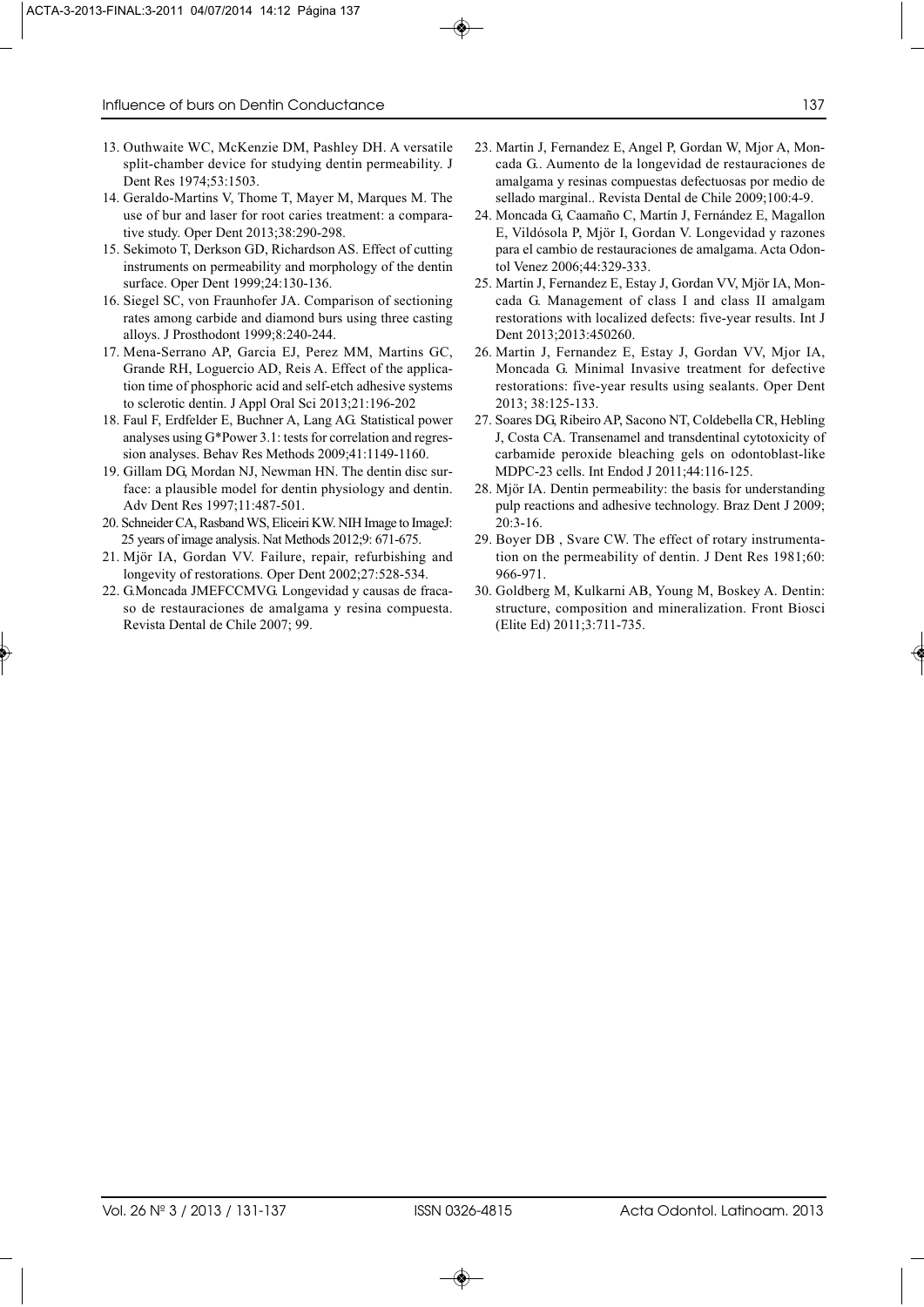13. Outhwaite WC, McKenzie DM, Pashley DH. A versatile split-chamber device for studying dentin permeability. J Dent Res 1974;53:1503.
14. Geraldo-Martins V, Thome T, Mayer M, Marques M. The use of bur and laser for root caries treatment: a comparative study. Oper Dent 2013;38:290-298.
15. Sekimoto T, Derkson GD, Richardson AS. Effect of cutting instruments on permeability and morphology of the dentin surface. Oper Dent 1999;24:130-136.
16. Siegel SC, von Fraunhofer JA. Comparison of sectioning rates among carbide and diamond burs using three casting alloys. J Prosthodont 1999;8:240-244.
17. Mena-Serrano AP, Garcia EJ, Perez MM, Martins GC, Grande RH, Loguercio AD, Reis A. Effect of the application time of phosphoric acid and self-etch adhesive systems to sclerotic dentin. J Appl Oral Sci 2013;21:196-202
18. Faul F, Erdfelder E, Buchner A, Lang AG. Statistical power analyses using G*Power 3.1: tests for correlation and regression analyses. Behav Res Methods 2009;41:1149-1160.
19. Gillam DG, Mordan NJ, Newman HN. The dentin disc surface: a plausible model for dentin physiology and dentin. Adv Dent Res 1997;11:487-501.
20. Schneider CA, Rasband WS, Eliceiri KW. NIH Image to ImageJ: 25 years of image analysis. Nat Methods 2012;9: 671-675.
21. Mjör IA, Gordan VV. Failure, repair, refurbishing and longevity of restorations. Oper Dent 2002;27:528-534.
22. G.Moncada JMEFCCMVG. Longevidad y causas de fracaso de restauraciones de amalgama y resina compuesta. Revista Dental de Chile 2007; 99.
23. Martin J, Fernandez E, Angel P, Gordan W, Mjor A, Moncada G.. Aumento de la longevidad de restauraciones de amalgama y resinas compuestas defectuosas por medio de sellado marginal.. Revista Dental de Chile 2009;100:4-9.
24. Moncada G, Caamaño C, Martín J, Fernández E, Magallon E, Vildósola P, Mjör I, Gordan V. Longevidad y razones para el cambio de restauraciones de amalgama. Acta Odontol Venez 2006;44:329-333.
25. Martin J, Fernandez E, Estay J, Gordan VV, Mjör IA, Moncada G. Management of class I and class II amalgam restorations with localized defects: five-year results. Int J Dent 2013;2013:450260.
26. Martin J, Fernandez E, Estay J, Gordan VV, Mjor IA, Moncada G. Minimal Invasive treatment for defective restorations: five-year results using sealants. Oper Dent 2013; 38:125-133.
27. Soares DG, Ribeiro AP, Sacono NT, Coldebella CR, Hebling J, Costa CA. Transenamel and transdentinal cytotoxicity of carbamide peroxide bleaching gels on odontoblast-like MDPC-23 cells. Int Endod J 2011;44:116-125.
28. Mjör IA. Dentin permeability: the basis for understanding pulp reactions and adhesive technology. Braz Dent J 2009; 20:3-16.
29. Boyer DB , Svare CW. The effect of rotary instrumentation on the permeability of dentin. J Dent Res 1981;60: 966-971.
30. Goldberg M, Kulkarni AB, Young M, Boskey A. Dentin: structure, composition and mineralization. Front Biosci (Elite Ed) 2011;3:711-735.